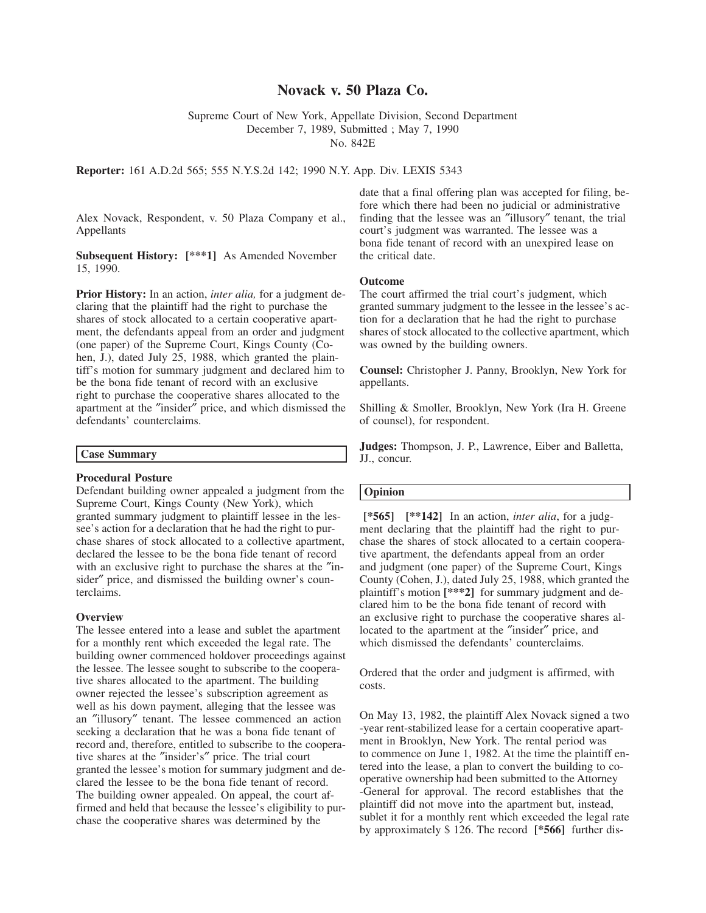# Novack v. 50 Plaza Co.

Supreme Court of New York, Appellate Division, Second Department

December 7, 1989, Submitted ; May 7, 1990

No. 842E

**Reporter:** 161 A.D.2d 565; 555 N.Y.S.2d 142; 1990 N.Y. App. Div. LEXIS 5343

Alex Novack, Respondent, v. 50 Plaza Company et al., Appellants

**Subsequent History:** **[***1]** As Amended November 15, 1990.

**Prior History:** In an action, *inter alia,* for a judgment declaring that the plaintiff had the right to purchase the shares of stock allocated to a certain cooperative apartment, the defendants appeal from an order and judgment (one paper) of the Supreme Court, Kings County (Cohen, J.), dated July 25, 1988, which granted the plaintiff's motion for summary judgment and declared him to be the bona fide tenant of record with an exclusive right to purchase the cooperative shares allocated to the apartment at the ″insider″ price, and which dismissed the defendants' counterclaims.

## Case Summary

### Procedural Posture

Defendant building owner appealed a judgment from the Supreme Court, Kings County (New York), which granted summary judgment to plaintiff lessee in the lessee's action for a declaration that he had the right to purchase shares of stock allocated to a collective apartment, declared the lessee to be the bona fide tenant of record with an exclusive right to purchase the shares at the ″insider″ price, and dismissed the building owner's counterclaims.

### Overview

The lessee entered into a lease and sublet the apartment for a monthly rent which exceeded the legal rate. The building owner commenced holdover proceedings against the lessee. The lessee sought to subscribe to the cooperative shares allocated to the apartment. The building owner rejected the lessee's subscription agreement as well as his down payment, alleging that the lessee was an ″illusory″ tenant. The lessee commenced an action seeking a declaration that he was a bona fide tenant of record and, therefore, entitled to subscribe to the cooperative shares at the ″insider's″ price. The trial court granted the lessee's motion for summary judgment and declared the lessee to be the bona fide tenant of record. The building owner appealed. On appeal, the court affirmed and held that because the lessee's eligibility to purchase the cooperative shares was determined by the date that a final offering plan was accepted for filing, before which there had been no judicial or administrative finding that the lessee was an ″illusory″ tenant, the trial court's judgment was warranted. The lessee was a bona fide tenant of record with an unexpired lease on the critical date.

### Outcome

The court affirmed the trial court's judgment, which granted summary judgment to the lessee in the lessee's action for a declaration that he had the right to purchase shares of stock allocated to the collective apartment, which was owned by the building owners.

**Counsel:** Christopher J. Panny, Brooklyn, New York for appellants.

Shilling & Smoller, Brooklyn, New York (Ira H. Greene of counsel), for respondent.

**Judges:** Thompson, J. P., Lawrence, Eiber and Balletta, JJ., concur.

## Opinion

**[*565]** **[**142]** In an action, *inter alia*, for a judgment declaring that the plaintiff had the right to purchase the shares of stock allocated to a certain cooperative apartment, the defendants appeal from an order and judgment (one paper) of the Supreme Court, Kings County (Cohen, J.), dated July 25, 1988, which granted the plaintiff's motion **[***2]** for summary judgment and declared him to be the bona fide tenant of record with an exclusive right to purchase the cooperative shares allocated to the apartment at the ″insider″ price, and which dismissed the defendants' counterclaims.

Ordered that the order and judgment is affirmed, with costs.

On May 13, 1982, the plaintiff Alex Novack signed a two-year rent-stabilized lease for a certain cooperative apartment in Brooklyn, New York. The rental period was to commence on June 1, 1982. At the time the plaintiff entered into the lease, a plan to convert the building to cooperative ownership had been submitted to the Attorney-General for approval. The record establishes that the plaintiff did not move into the apartment but, instead, sublet it for a monthly rent which exceeded the legal rate by approximately $ 126. The record **[*566]** further dis-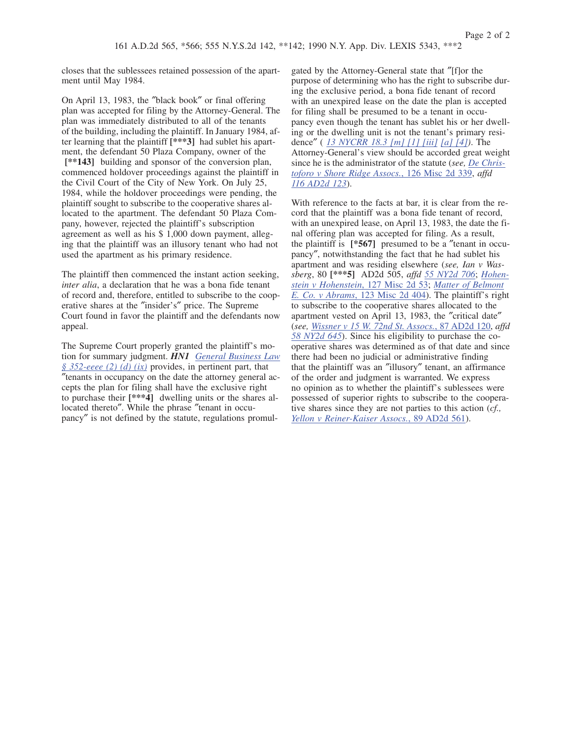closes that the sublessees retained possession of the apartment until May 1984.

On April 13, 1983, the ″black book″ or final offering plan was accepted for filing by the Attorney-General. The plan was immediately distributed to all of the tenants of the building, including the plaintiff. In January 1984, after learning that the plaintiff **[***3]** had sublet his apartment, the defendant 50 Plaza Company, owner of the **[**143]** building and sponsor of the conversion plan, commenced holdover proceedings against the plaintiff in the Civil Court of the City of New York. On July 25, 1984, while the holdover proceedings were pending, the plaintiff sought to subscribe to the cooperative shares allocated to the apartment. The defendant 50 Plaza Company, however, rejected the plaintiff's subscription agreement as well as his $ 1,000 down payment, alleging that the plaintiff was an illusory tenant who had not used the apartment as his primary residence.

The plaintiff then commenced the instant action seeking, *inter alia*, a declaration that he was a bona fide tenant of record and, therefore, entitled to subscribe to the cooperative shares at the ″insider's″ price. The Supreme Court found in favor the plaintiff and the defendants now appeal.

The Supreme Court properly granted the plaintiff's motion for summary judgment. ***HN1*** General Business Law § 352-eeee (2) (d) (ix) provides, in pertinent part, that ″tenants in occupancy on the date the attorney general accepts the plan for filing shall have the exclusive right to purchase their **[***4]** dwelling units or the shares allocated thereto″. While the phrase ″tenant in occupancy″ is not defined by the statute, regulations promulgated by the Attorney-General state that ″[f]or the purpose of determining who has the right to subscribe during the exclusive period, a bona fide tenant of record with an unexpired lease on the date the plan is accepted for filing shall be presumed to be a tenant in occupancy even though the tenant has sublet his or her dwelling or the dwelling unit is not the tenant's primary residence″ ( 13 NYCRR 18.3 [m] [1] [iii] [a] [4]). The Attorney-General's view should be accorded great weight since he is the administrator of the statute (*see,* De Christoforo v Shore Ridge Assocs., 126 Misc 2d 339, *affd* 116 AD2d 123).

With reference to the facts at bar, it is clear from the record that the plaintiff was a bona fide tenant of record, with an unexpired lease, on April 13, 1983, the date the final offering plan was accepted for filing. As a result, the plaintiff is **[*567]** presumed to be a ″tenant in occupancy″, notwithstanding the fact that he had sublet his apartment and was residing elsewhere (*see, Ian v Wassberg*, 80 **[***5]** AD2d 505, *affd* 55 NY2d 706; Hohenstein v Hohenstein, 127 Misc 2d 53; Matter of Belmont E. Co. v Abrams, 123 Misc 2d 404). The plaintiff's right to subscribe to the cooperative shares allocated to the apartment vested on April 13, 1983, the ″critical date″ (*see,* Wissner v 15 W. 72nd St. Assocs., 87 AD2d 120, *affd* 58 NY2d 645). Since his eligibility to purchase the cooperative shares was determined as of that date and since there had been no judicial or administrative finding that the plaintiff was an ″illusory″ tenant, an affirmance of the order and judgment is warranted. We express no opinion as to whether the plaintiff's sublessees were possessed of superior rights to subscribe to the cooperative shares since they are not parties to this action (*cf.,* Yellon v Reiner-Kaiser Assocs., 89 AD2d 561).